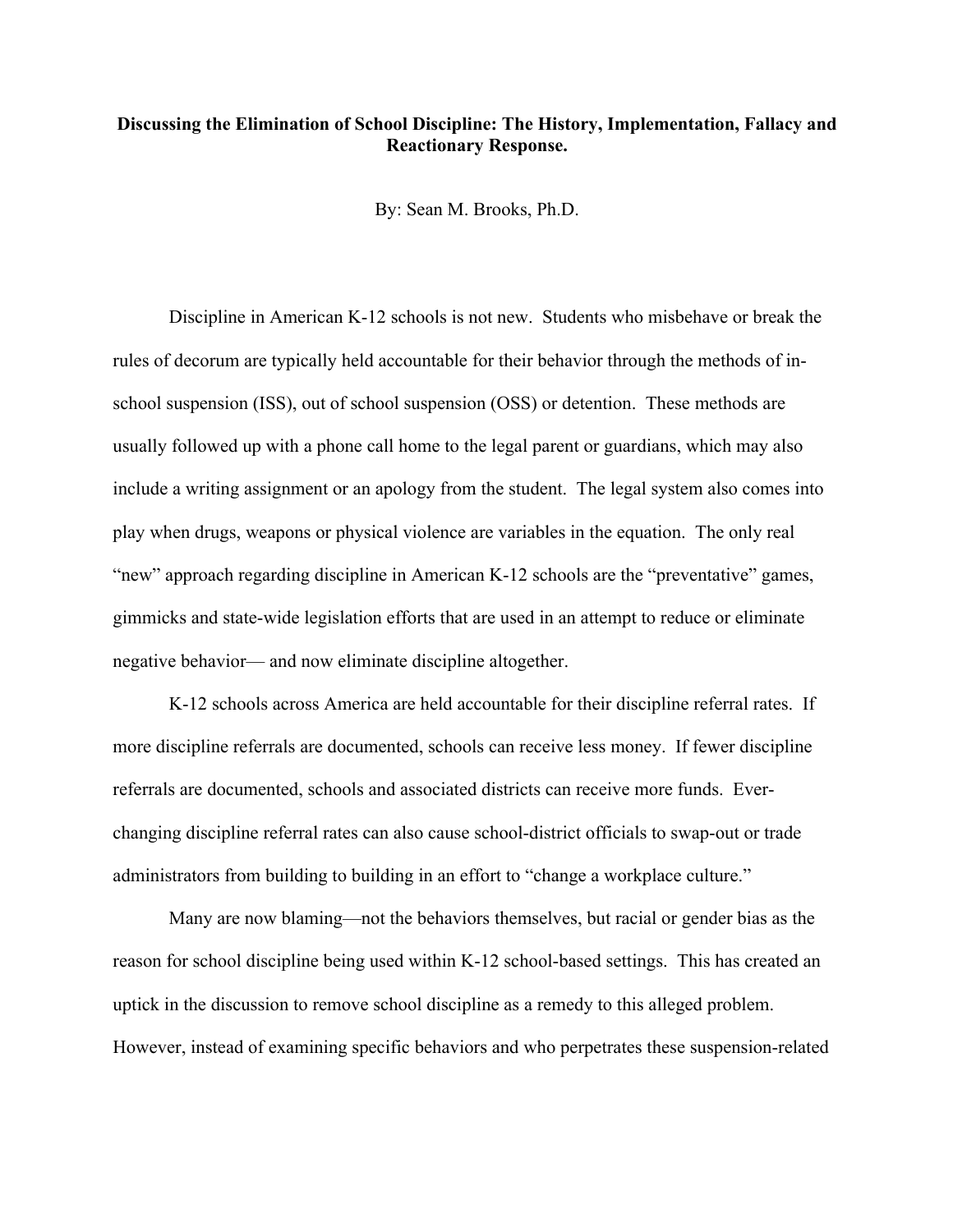# Discussing the Elimination of School Discipline: The History, Implementation, Fallacy and Reactionary Response.

By: Sean M. Brooks, Ph.D.

Discipline in American K-12 schools is not new. Students who misbehave or break the rules of decorum are typically held accountable for their behavior through the methods of in-school suspension (ISS), out of school suspension (OSS) or detention. These methods are usually followed up with a phone call home to the legal parent or guardians, which may also include a writing assignment or an apology from the student. The legal system also comes into play when drugs, weapons or physical violence are variables in the equation. The only real "new" approach regarding discipline in American K-12 schools are the "preventative" games, gimmicks and state-wide legislation efforts that are used in an attempt to reduce or eliminate negative behavior— and now eliminate discipline altogether.

K-12 schools across America are held accountable for their discipline referral rates. If more discipline referrals are documented, schools can receive less money. If fewer discipline referrals are documented, schools and associated districts can receive more funds. Ever-changing discipline referral rates can also cause school-district officials to swap-out or trade administrators from building to building in an effort to "change a workplace culture."

Many are now blaming—not the behaviors themselves, but racial or gender bias as the reason for school discipline being used within K-12 school-based settings. This has created an uptick in the discussion to remove school discipline as a remedy to this alleged problem. However, instead of examining specific behaviors and who perpetrates these suspension-related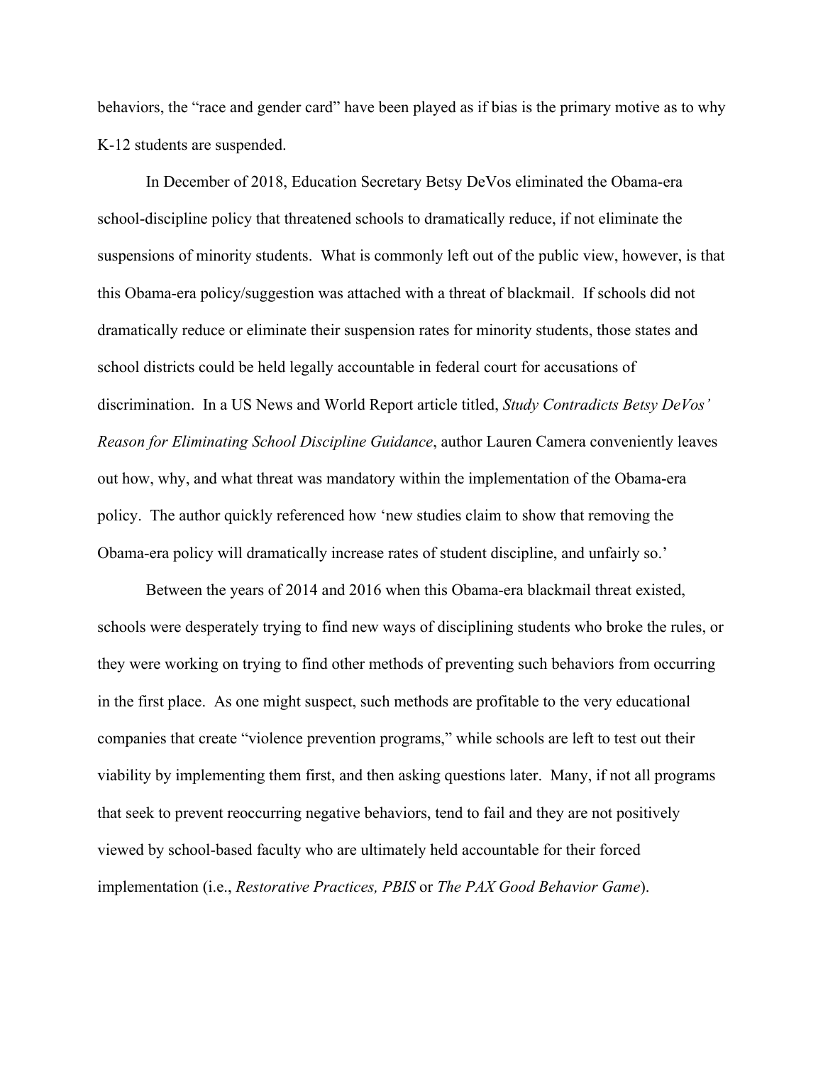behaviors, the "race and gender card" have been played as if bias is the primary motive as to why K-12 students are suspended.

In December of 2018, Education Secretary Betsy DeVos eliminated the Obama-era school-discipline policy that threatened schools to dramatically reduce, if not eliminate the suspensions of minority students. What is commonly left out of the public view, however, is that this Obama-era policy/suggestion was attached with a threat of blackmail. If schools did not dramatically reduce or eliminate their suspension rates for minority students, those states and school districts could be held legally accountable in federal court for accusations of discrimination. In a US News and World Report article titled, *Study Contradicts Betsy DeVos' Reason for Eliminating School Discipline Guidance*, author Lauren Camera conveniently leaves out how, why, and what threat was mandatory within the implementation of the Obama-era policy. The author quickly referenced how 'new studies claim to show that removing the Obama-era policy will dramatically increase rates of student discipline, and unfairly so.'

Between the years of 2014 and 2016 when this Obama-era blackmail threat existed, schools were desperately trying to find new ways of disciplining students who broke the rules, or they were working on trying to find other methods of preventing such behaviors from occurring in the first place. As one might suspect, such methods are profitable to the very educational companies that create "violence prevention programs," while schools are left to test out their viability by implementing them first, and then asking questions later. Many, if not all programs that seek to prevent reoccurring negative behaviors, tend to fail and they are not positively viewed by school-based faculty who are ultimately held accountable for their forced implementation (i.e., *Restorative Practices, PBIS* or *The PAX Good Behavior Game*).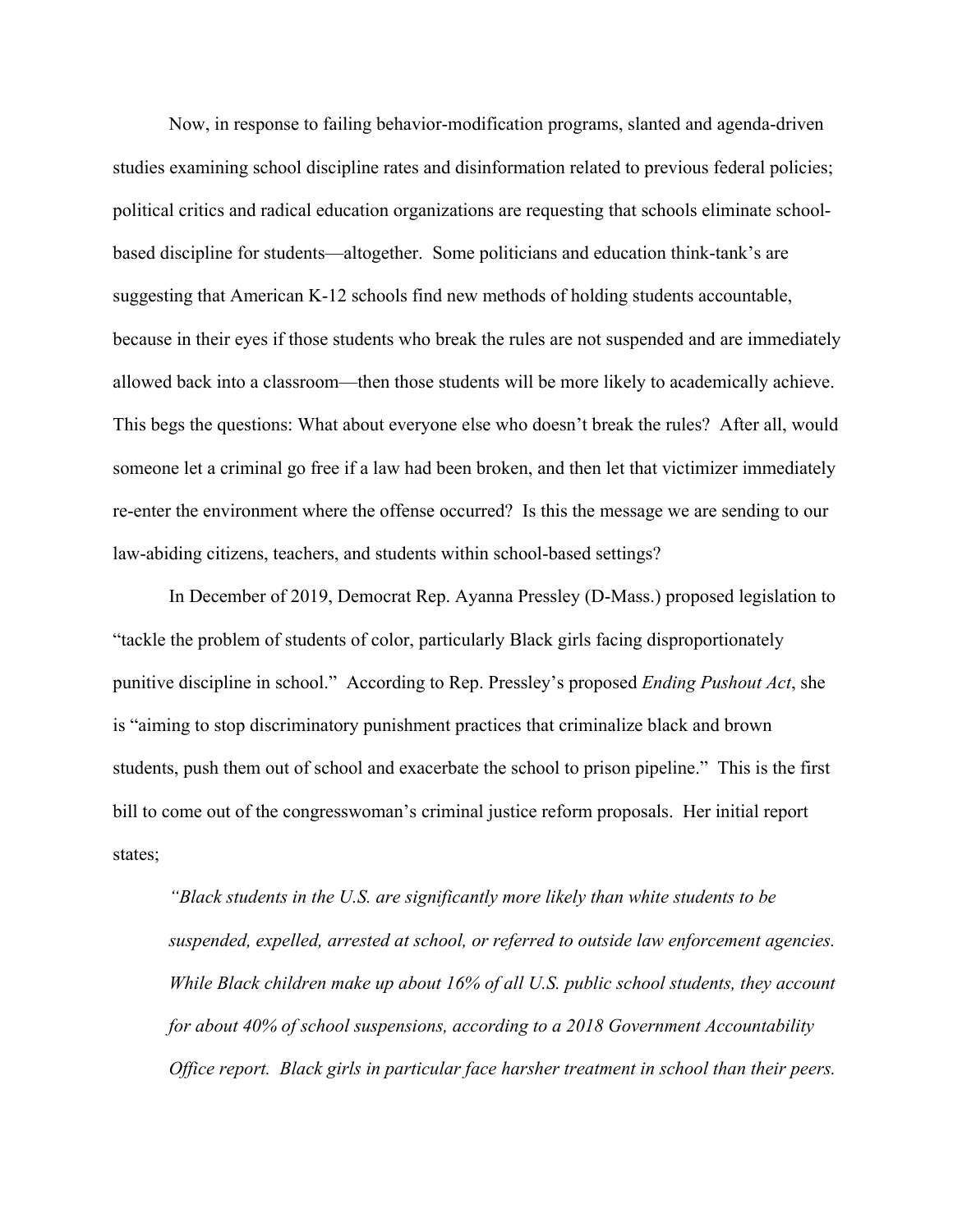Now, in response to failing behavior-modification programs, slanted and agenda-driven studies examining school discipline rates and disinformation related to previous federal policies; political critics and radical education organizations are requesting that schools eliminate school-based discipline for students—altogether. Some politicians and education think-tank's are suggesting that American K-12 schools find new methods of holding students accountable, because in their eyes if those students who break the rules are not suspended and are immediately allowed back into a classroom—then those students will be more likely to academically achieve. This begs the questions: What about everyone else who doesn't break the rules? After all, would someone let a criminal go free if a law had been broken, and then let that victimizer immediately re-enter the environment where the offense occurred? Is this the message we are sending to our law-abiding citizens, teachers, and students within school-based settings?

In December of 2019, Democrat Rep. Ayanna Pressley (D-Mass.) proposed legislation to "tackle the problem of students of color, particularly Black girls facing disproportionately punitive discipline in school." According to Rep. Pressley's proposed *Ending Pushout Act*, she is "aiming to stop discriminatory punishment practices that criminalize black and brown students, push them out of school and exacerbate the school to prison pipeline." This is the first bill to come out of the congresswoman's criminal justice reform proposals. Her initial report states;

> *"Black students in the U.S. are significantly more likely than white students to be suspended, expelled, arrested at school, or referred to outside law enforcement agencies. While Black children make up about 16% of all U.S. public school students, they account for about 40% of school suspensions, according to a 2018 Government Accountability Office report. Black girls in particular face harsher treatment in school than their peers.*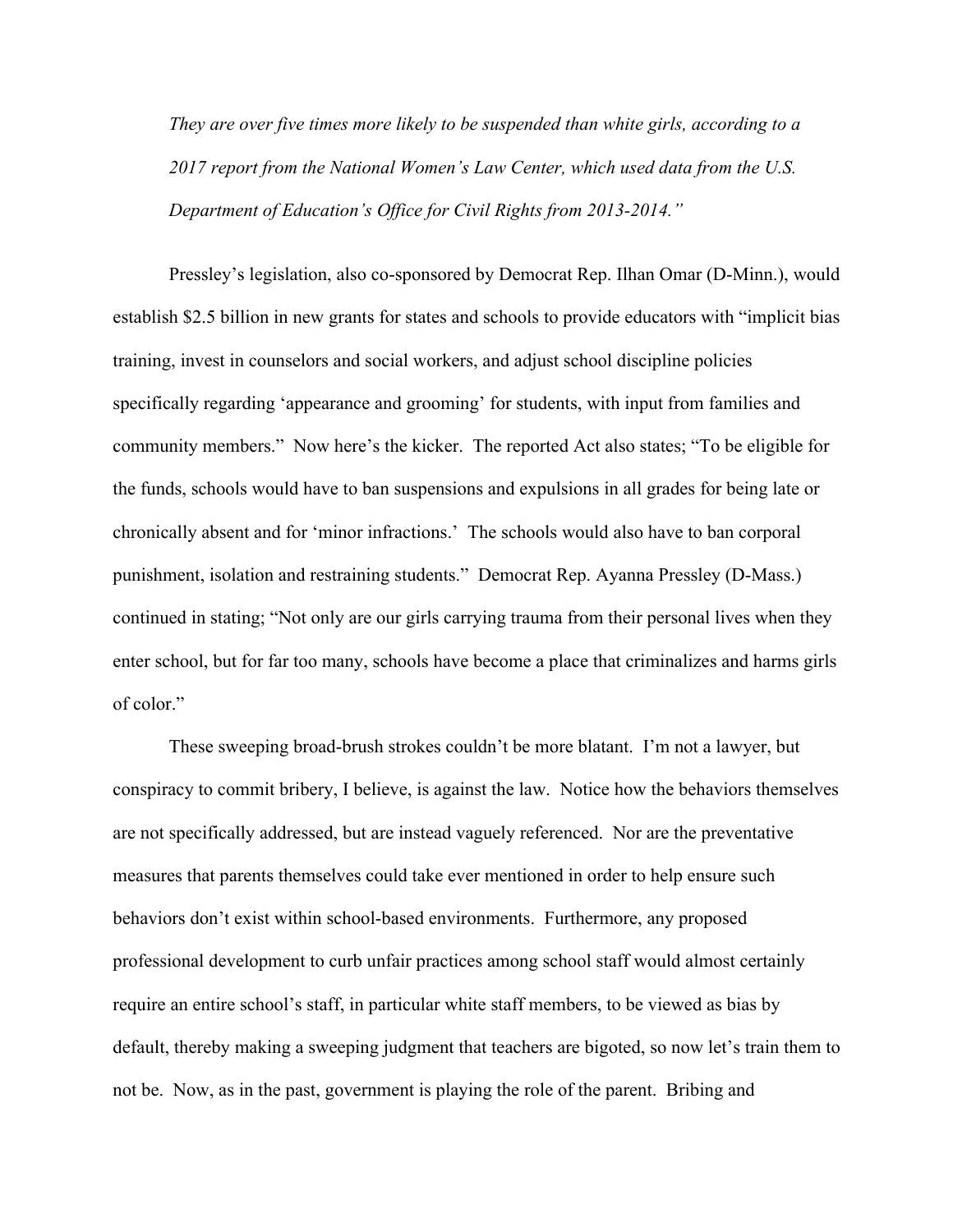*They are over five times more likely to be suspended than white girls, according to a 2017 report from the National Women's Law Center, which used data from the U.S. Department of Education's Office for Civil Rights from 2013-2014."*

Pressley's legislation, also co-sponsored by Democrat Rep. Ilhan Omar (D-Minn.), would establish $2.5 billion in new grants for states and schools to provide educators with "implicit bias training, invest in counselors and social workers, and adjust school discipline policies specifically regarding 'appearance and grooming' for students, with input from families and community members." Now here's the kicker. The reported Act also states; "To be eligible for the funds, schools would have to ban suspensions and expulsions in all grades for being late or chronically absent and for 'minor infractions.' The schools would also have to ban corporal punishment, isolation and restraining students." Democrat Rep. Ayanna Pressley (D-Mass.) continued in stating; "Not only are our girls carrying trauma from their personal lives when they enter school, but for far too many, schools have become a place that criminalizes and harms girls of color."

These sweeping broad-brush strokes couldn't be more blatant. I'm not a lawyer, but conspiracy to commit bribery, I believe, is against the law. Notice how the behaviors themselves are not specifically addressed, but are instead vaguely referenced. Nor are the preventative measures that parents themselves could take ever mentioned in order to help ensure such behaviors don't exist within school-based environments. Furthermore, any proposed professional development to curb unfair practices among school staff would almost certainly require an entire school's staff, in particular white staff members, to be viewed as bias by default, thereby making a sweeping judgment that teachers are bigoted, so now let's train them to not be. Now, as in the past, government is playing the role of the parent. Bribing and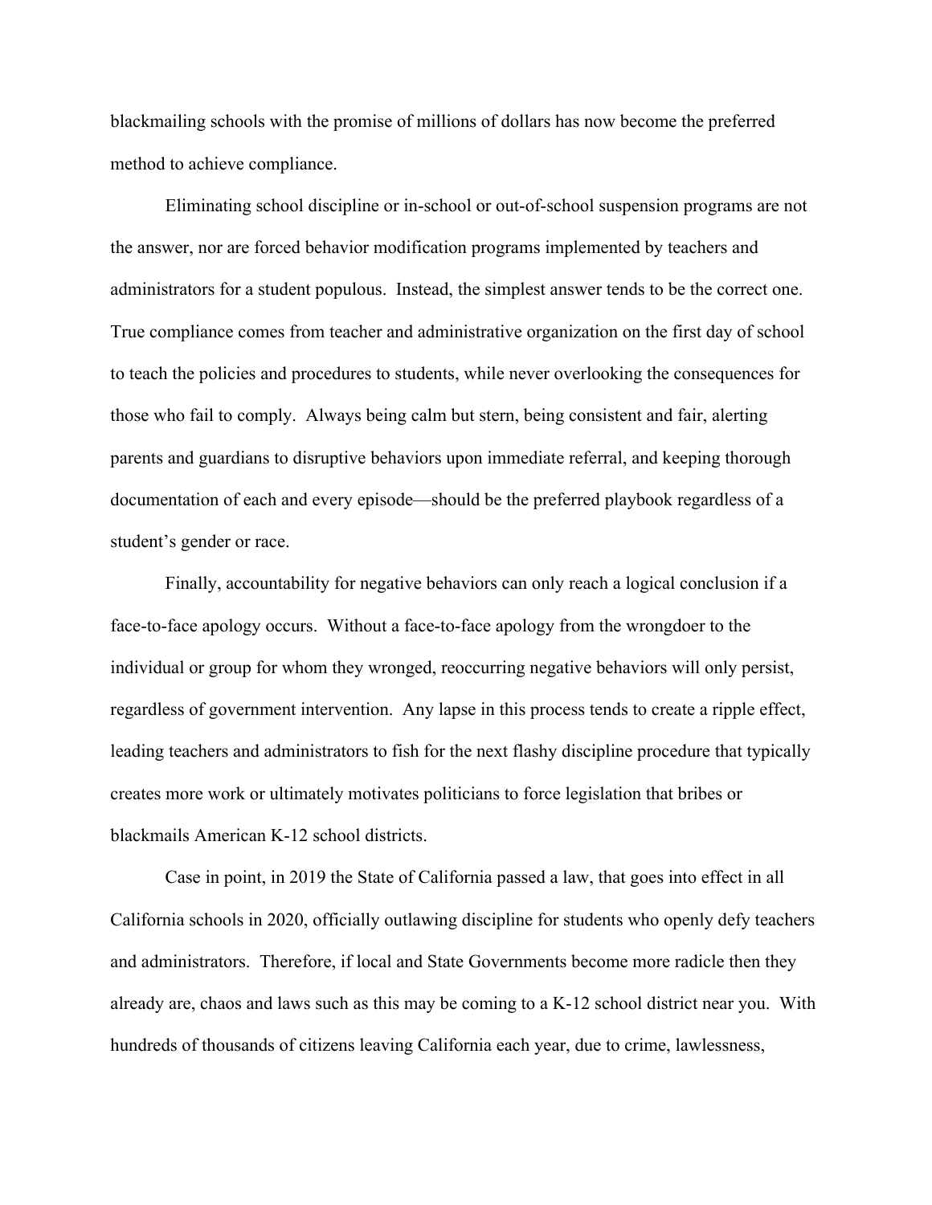blackmailing schools with the promise of millions of dollars has now become the preferred method to achieve compliance.

Eliminating school discipline or in-school or out-of-school suspension programs are not the answer, nor are forced behavior modification programs implemented by teachers and administrators for a student populous. Instead, the simplest answer tends to be the correct one. True compliance comes from teacher and administrative organization on the first day of school to teach the policies and procedures to students, while never overlooking the consequences for those who fail to comply. Always being calm but stern, being consistent and fair, alerting parents and guardians to disruptive behaviors upon immediate referral, and keeping thorough documentation of each and every episode—should be the preferred playbook regardless of a student's gender or race.

Finally, accountability for negative behaviors can only reach a logical conclusion if a face-to-face apology occurs. Without a face-to-face apology from the wrongdoer to the individual or group for whom they wronged, reoccurring negative behaviors will only persist, regardless of government intervention. Any lapse in this process tends to create a ripple effect, leading teachers and administrators to fish for the next flashy discipline procedure that typically creates more work or ultimately motivates politicians to force legislation that bribes or blackmails American K-12 school districts.

Case in point, in 2019 the State of California passed a law, that goes into effect in all California schools in 2020, officially outlawing discipline for students who openly defy teachers and administrators. Therefore, if local and State Governments become more radicle then they already are, chaos and laws such as this may be coming to a K-12 school district near you. With hundreds of thousands of citizens leaving California each year, due to crime, lawlessness,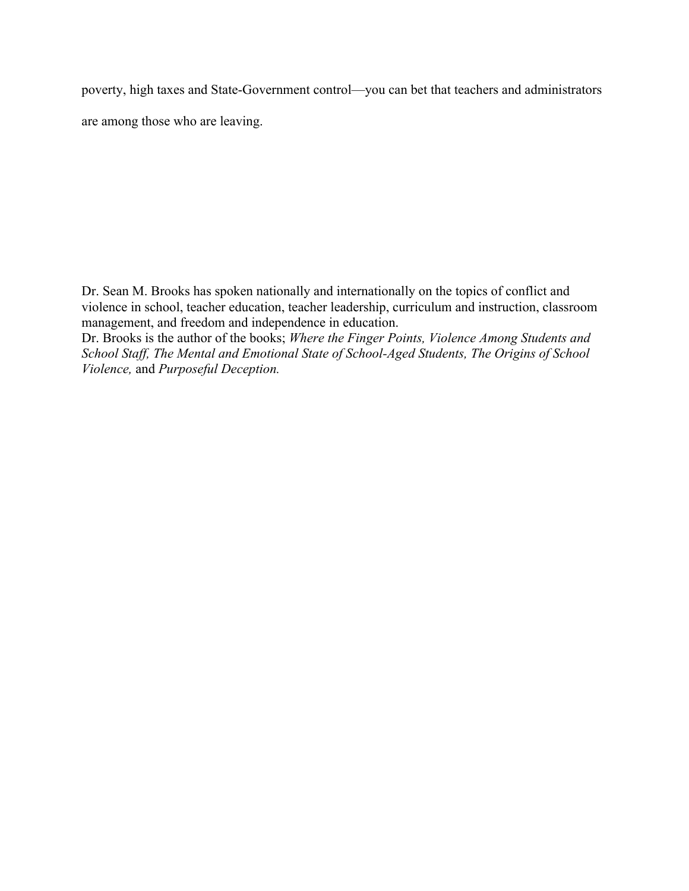poverty, high taxes and State-Government control—you can bet that teachers and administrators are among those who are leaving.

Dr. Sean M. Brooks has spoken nationally and internationally on the topics of conflict and violence in school, teacher education, teacher leadership, curriculum and instruction, classroom management, and freedom and independence in education.
Dr. Brooks is the author of the books; *Where the Finger Points, Violence Among Students and School Staff, The Mental and Emotional State of School-Aged Students, The Origins of School Violence,* and *Purposeful Deception.*